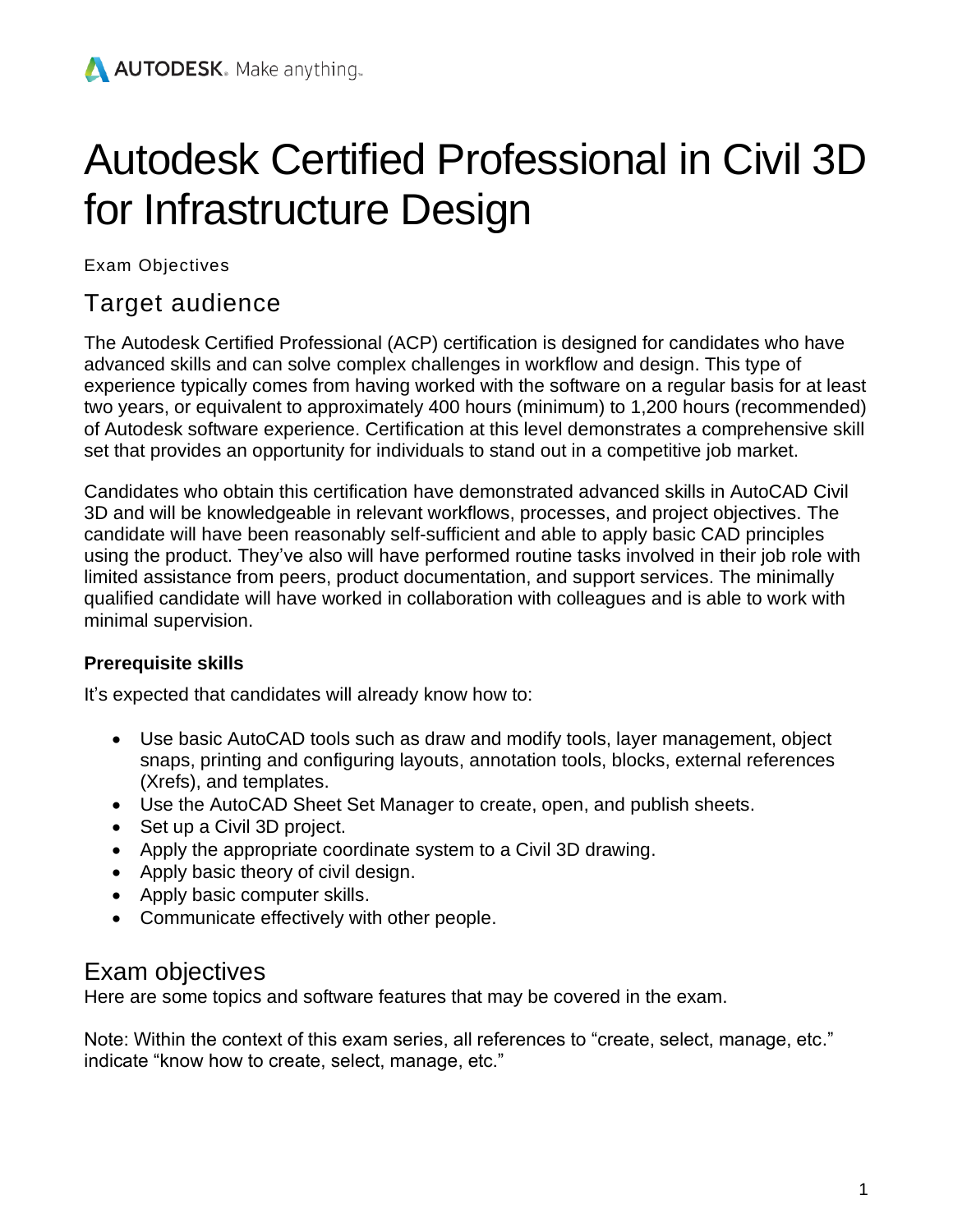# Autodesk Certified Professional in Civil 3D for Infrastructure Design

Exam Objectives

## Target audience

The Autodesk Certified Professional (ACP) certification is designed for candidates who have advanced skills and can solve complex challenges in workflow and design. This type of experience typically comes from having worked with the software on a regular basis for at least two years, or equivalent to approximately 400 hours (minimum) to 1,200 hours (recommended) of Autodesk software experience. Certification at this level demonstrates a comprehensive skill set that provides an opportunity for individuals to stand out in a competitive job market.

Candidates who obtain this certification have demonstrated advanced skills in AutoCAD Civil 3D and will be knowledgeable in relevant workflows, processes, and project objectives. The candidate will have been reasonably self-sufficient and able to apply basic CAD principles using the product. They've also will have performed routine tasks involved in their job role with limited assistance from peers, product documentation, and support services. The minimally qualified candidate will have worked in collaboration with colleagues and is able to work with minimal supervision.

### Prerequisite skills

It's expected that candidates will already know how to:

- Use basic AutoCAD tools such as draw and modify tools, layer management, object snaps, printing and configuring layouts, annotation tools, blocks, external references (Xrefs), and templates.
- Use the AutoCAD Sheet Set Manager to create, open, and publish sheets.
- Set up a Civil 3D project.
- Apply the appropriate coordinate system to a Civil 3D drawing.
- Apply basic theory of civil design.
- Apply basic computer skills.
- Communicate effectively with other people.

## Exam objectives

Here are some topics and software features that may be covered in the exam.

Note: Within the context of this exam series, all references to "create, select, manage, etc." indicate "know how to create, select, manage, etc."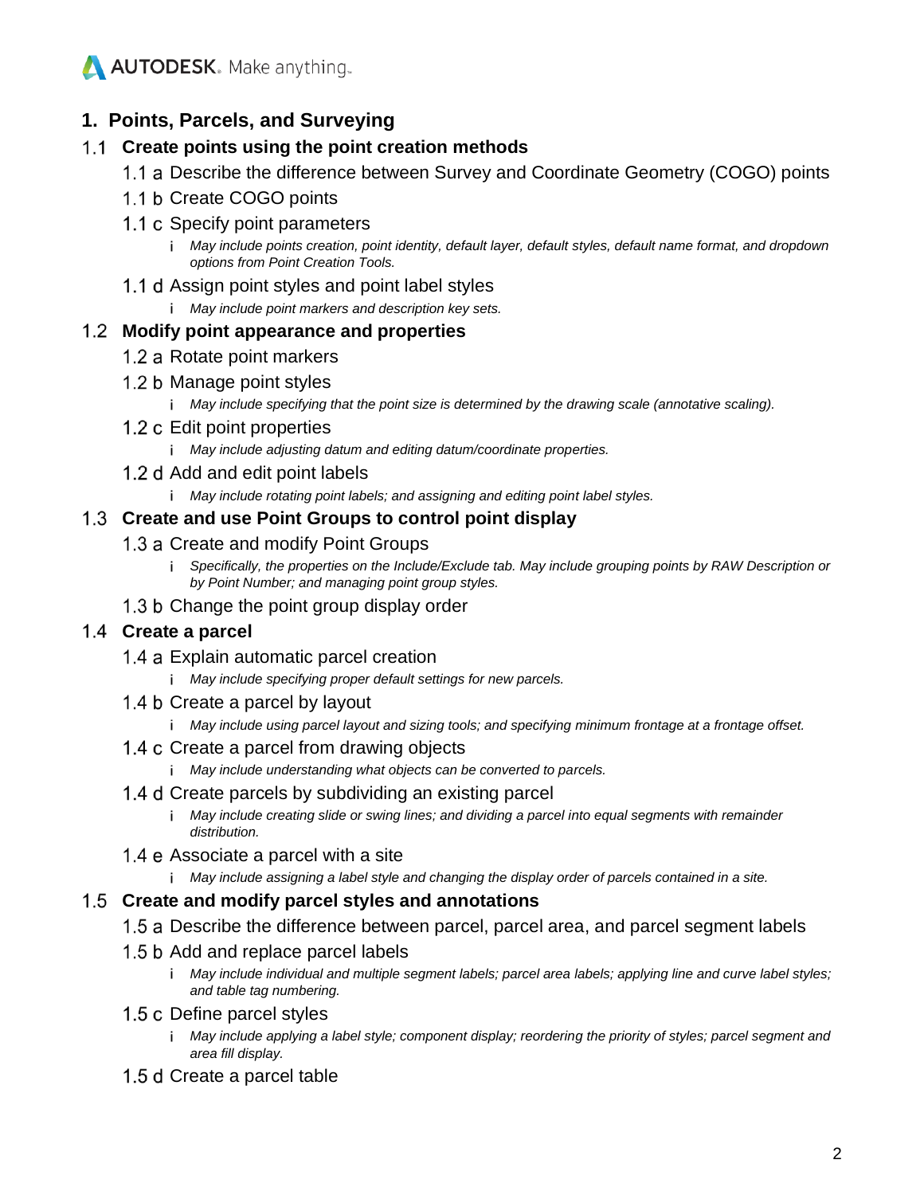## 1. Points, Parcels, and Surveying

### 1.1 Create points using the point creation methods

- 1.1 a Describe the difference between Survey and Coordinate Geometry (COGO) points
- 1.1 b Create COGO points
- 1.1 c Specify point parameters
  - i *May include points creation, point identity, default layer, default styles, default name format, and dropdown options from Point Creation Tools.*
- 1.1 d Assign point styles and point label styles
  - i *May include point markers and description key sets.*

### 1.2 Modify point appearance and properties

- 1.2 a Rotate point markers
- 1.2 b Manage point styles
  - i *May include specifying that the point size is determined by the drawing scale (annotative scaling).*
- 1.2 c Edit point properties
  - i *May include adjusting datum and editing datum/coordinate properties.*
- 1.2 d Add and edit point labels
  - i *May include rotating point labels; and assigning and editing point label styles.*

### 1.3 Create and use Point Groups to control point display

- 1.3 a Create and modify Point Groups
  - i *Specifically, the properties on the Include/Exclude tab. May include grouping points by RAW Description or by Point Number; and managing point group styles.*
- 1.3 b Change the point group display order

### 1.4 Create a parcel

- 1.4 a Explain automatic parcel creation
  - i *May include specifying proper default settings for new parcels.*
- 1.4 b Create a parcel by layout
  - i *May include using parcel layout and sizing tools; and specifying minimum frontage at a frontage offset.*
- 1.4 c Create a parcel from drawing objects
  - i *May include understanding what objects can be converted to parcels.*
- 1.4 d Create parcels by subdividing an existing parcel
  - i *May include creating slide or swing lines; and dividing a parcel into equal segments with remainder distribution.*
- 1.4 e Associate a parcel with a site
  - i *May include assigning a label style and changing the display order of parcels contained in a site.*

### 1.5 Create and modify parcel styles and annotations

- 1.5 a Describe the difference between parcel, parcel area, and parcel segment labels
- 1.5 b Add and replace parcel labels
  - i *May include individual and multiple segment labels; parcel area labels; applying line and curve label styles; and table tag numbering.*
- 1.5 c Define parcel styles
  - i *May include applying a label style; component display; reordering the priority of styles; parcel segment and area fill display.*
- 1.5 d Create a parcel table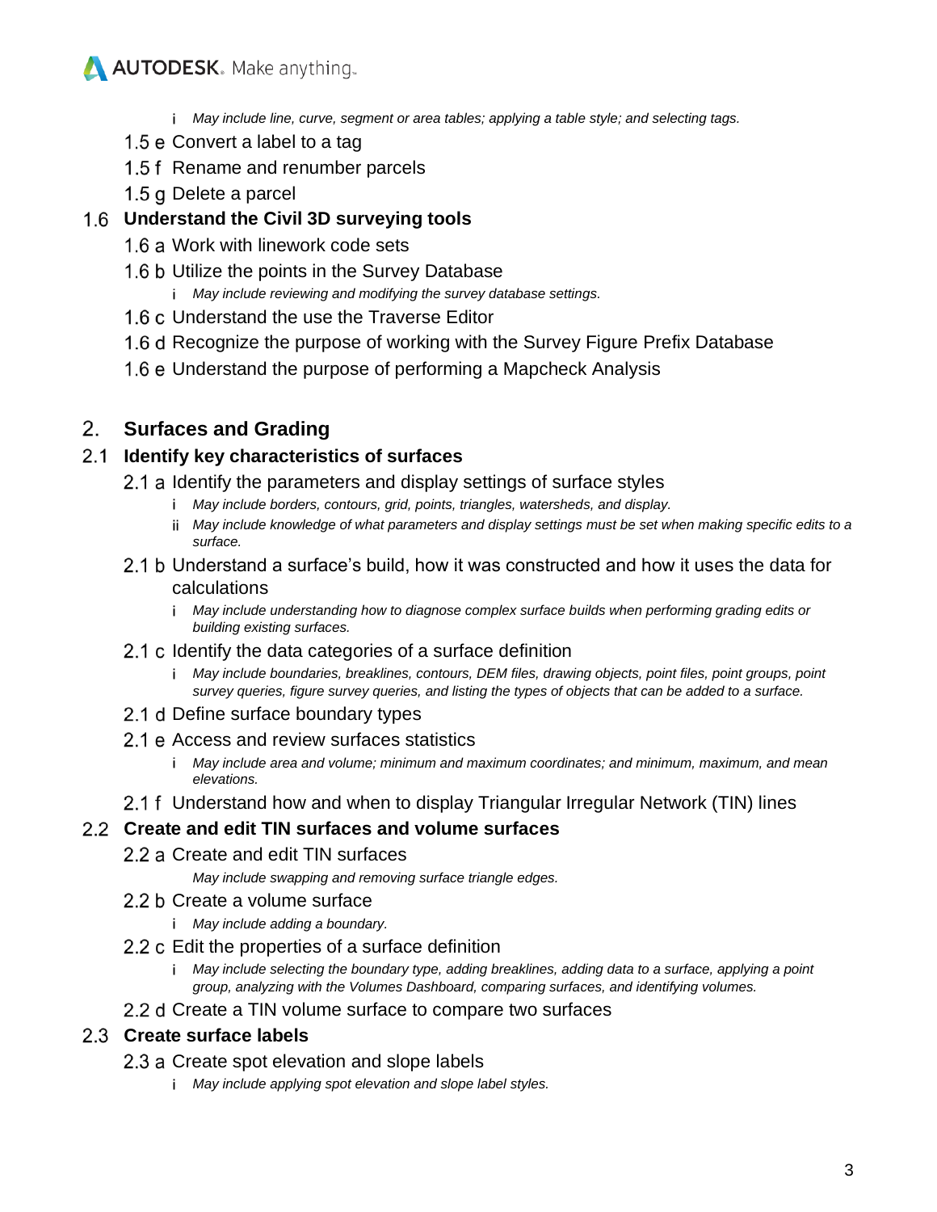- i *May include line, curve, segment or area tables; applying a table style; and selecting tags.*

1.5 e Convert a label to a tag

1.5 f Rename and renumber parcels

1.5 g Delete a parcel

### 1.6 Understand the Civil 3D surveying tools

1.6 a Work with linework code sets

1.6 b Utilize the points in the Survey Database

- i *May include reviewing and modifying the survey database settings.*

1.6 c Understand the use the Traverse Editor

1.6 d Recognize the purpose of working with the Survey Figure Prefix Database

1.6 e Understand the purpose of performing a Mapcheck Analysis

## 2. Surfaces and Grading

### 2.1 Identify key characteristics of surfaces

2.1 a Identify the parameters and display settings of surface styles

- i *May include borders, contours, grid, points, triangles, watersheds, and display.*
- ii *May include knowledge of what parameters and display settings must be set when making specific edits to a surface.*

2.1 b Understand a surface's build, how it was constructed and how it uses the data for calculations

- i *May include understanding how to diagnose complex surface builds when performing grading edits or building existing surfaces.*

2.1 c Identify the data categories of a surface definition

- i *May include boundaries, breaklines, contours, DEM files, drawing objects, point files, point groups, point survey queries, figure survey queries, and listing the types of objects that can be added to a surface.*

2.1 d Define surface boundary types

2.1 e Access and review surfaces statistics

- i *May include area and volume; minimum and maximum coordinates; and minimum, maximum, and mean elevations.*

2.1 f Understand how and when to display Triangular Irregular Network (TIN) lines

### 2.2 Create and edit TIN surfaces and volume surfaces

2.2 a Create and edit TIN surfaces

*May include swapping and removing surface triangle edges.*

2.2 b Create a volume surface

- i *May include adding a boundary.*

2.2 c Edit the properties of a surface definition

- i *May include selecting the boundary type, adding breaklines, adding data to a surface, applying a point group, analyzing with the Volumes Dashboard, comparing surfaces, and identifying volumes.*

2.2 d Create a TIN volume surface to compare two surfaces

### 2.3 Create surface labels

2.3 a Create spot elevation and slope labels

- i *May include applying spot elevation and slope label styles.*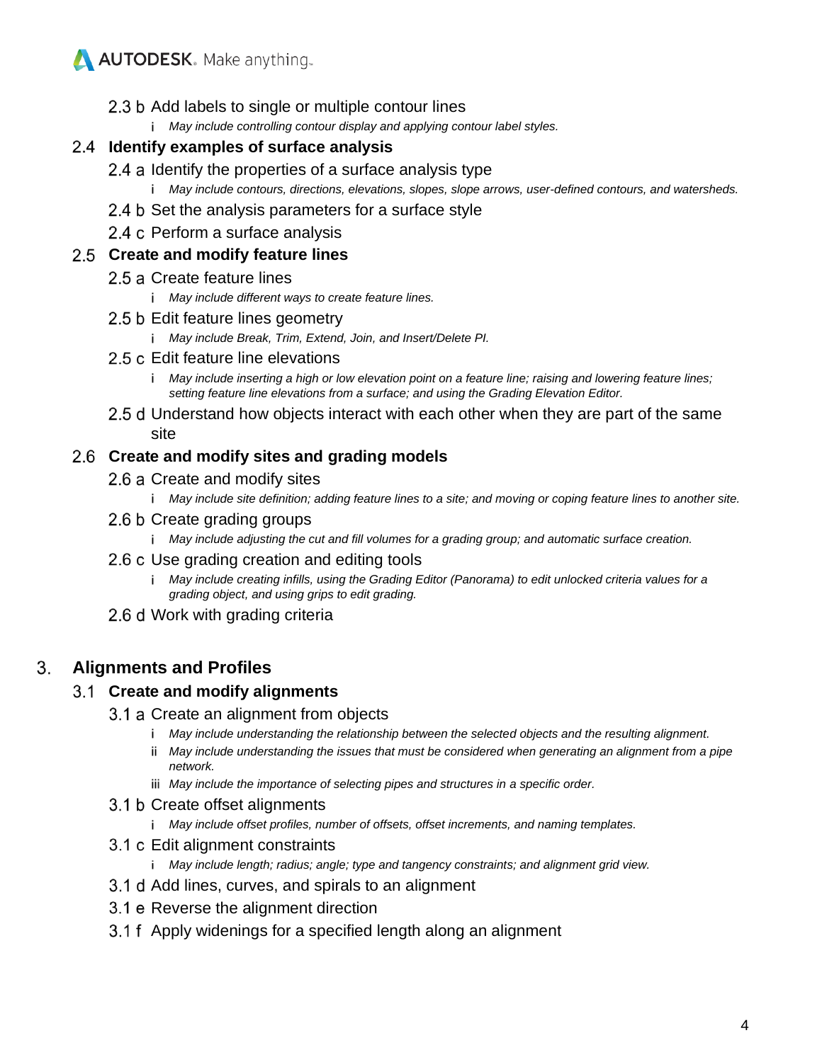2.3 b Add labels to single or multiple contour lines

- i *May include controlling contour display and applying contour label styles.*

### 2.4 Identify examples of surface analysis

2.4 a Identify the properties of a surface analysis type

- i *May include contours, directions, elevations, slopes, slope arrows, user-defined contours, and watersheds.*

2.4 b Set the analysis parameters for a surface style

2.4 c Perform a surface analysis

### 2.5 Create and modify feature lines

2.5 a Create feature lines

- i *May include different ways to create feature lines.*

2.5 b Edit feature lines geometry

- i *May include Break, Trim, Extend, Join, and Insert/Delete PI.*

2.5 c Edit feature line elevations

- i *May include inserting a high or low elevation point on a feature line; raising and lowering feature lines; setting feature line elevations from a surface; and using the Grading Elevation Editor.*

2.5 d Understand how objects interact with each other when they are part of the same site

### 2.6 Create and modify sites and grading models

2.6 a Create and modify sites

- i *May include site definition; adding feature lines to a site; and moving or coping feature lines to another site.*

2.6 b Create grading groups

- i *May include adjusting the cut and fill volumes for a grading group; and automatic surface creation.*

2.6 c Use grading creation and editing tools

- i *May include creating infills, using the Grading Editor (Panorama) to edit unlocked criteria values for a grading object, and using grips to edit grading.*

2.6 d Work with grading criteria

## 3. Alignments and Profiles

### 3.1 Create and modify alignments

3.1 a Create an alignment from objects

- i *May include understanding the relationship between the selected objects and the resulting alignment.*
- ii *May include understanding the issues that must be considered when generating an alignment from a pipe network.*
- iii *May include the importance of selecting pipes and structures in a specific order.*

3.1 b Create offset alignments

- i *May include offset profiles, number of offsets, offset increments, and naming templates.*

3.1 c Edit alignment constraints

- i *May include length; radius; angle; type and tangency constraints; and alignment grid view.*

3.1 d Add lines, curves, and spirals to an alignment

3.1 e Reverse the alignment direction

3.1 f Apply widenings for a specified length along an alignment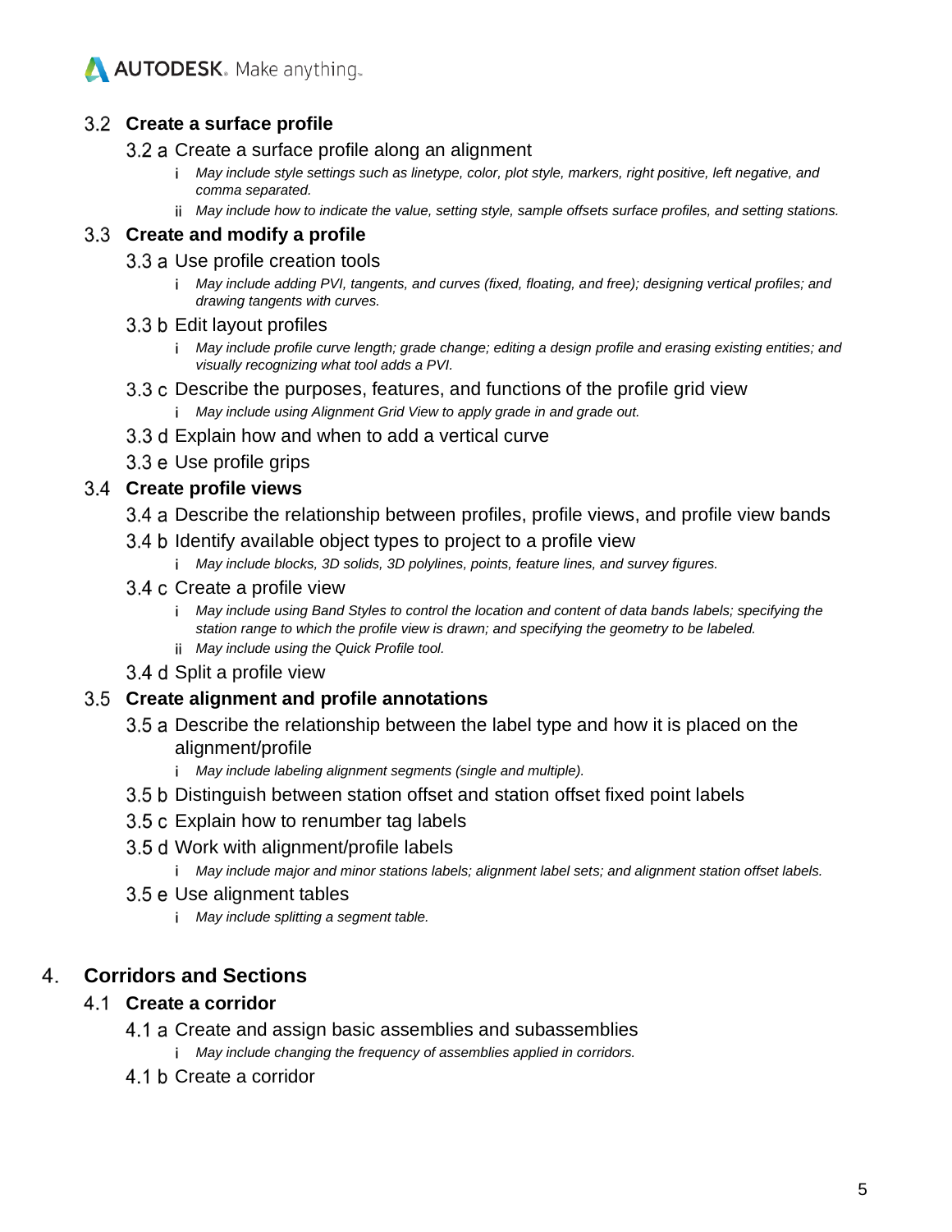### 3.2 Create a surface profile

- 3.2 a Create a surface profile along an alignment
  - i *May include style settings such as linetype, color, plot style, markers, right positive, left negative, and comma separated.*
  - ii *May include how to indicate the value, setting style, sample offsets surface profiles, and setting stations.*

### 3.3 Create and modify a profile

- 3.3 a Use profile creation tools
  - i *May include adding PVI, tangents, and curves (fixed, floating, and free); designing vertical profiles; and drawing tangents with curves.*
- 3.3 b Edit layout profiles
  - i *May include profile curve length; grade change; editing a design profile and erasing existing entities; and visually recognizing what tool adds a PVI.*
- 3.3 c Describe the purposes, features, and functions of the profile grid view
  - i *May include using Alignment Grid View to apply grade in and grade out.*
- 3.3 d Explain how and when to add a vertical curve
- 3.3 e Use profile grips

### 3.4 Create profile views

- 3.4 a Describe the relationship between profiles, profile views, and profile view bands
- 3.4 b Identify available object types to project to a profile view
  - i *May include blocks, 3D solids, 3D polylines, points, feature lines, and survey figures.*
- 3.4 c Create a profile view
  - i *May include using Band Styles to control the location and content of data bands labels; specifying the station range to which the profile view is drawn; and specifying the geometry to be labeled.*
  - ii *May include using the Quick Profile tool.*
- 3.4 d Split a profile view

### 3.5 Create alignment and profile annotations

- 3.5 a Describe the relationship between the label type and how it is placed on the alignment/profile
  - i *May include labeling alignment segments (single and multiple).*
- 3.5 b Distinguish between station offset and station offset fixed point labels
- 3.5 c Explain how to renumber tag labels
- 3.5 d Work with alignment/profile labels
  - i *May include major and minor stations labels; alignment label sets; and alignment station offset labels.*
- 3.5 e Use alignment tables
  - i *May include splitting a segment table.*

## 4. Corridors and Sections

### 4.1 Create a corridor

- 4.1 a Create and assign basic assemblies and subassemblies
  - i *May include changing the frequency of assemblies applied in corridors.*
- 4.1 b Create a corridor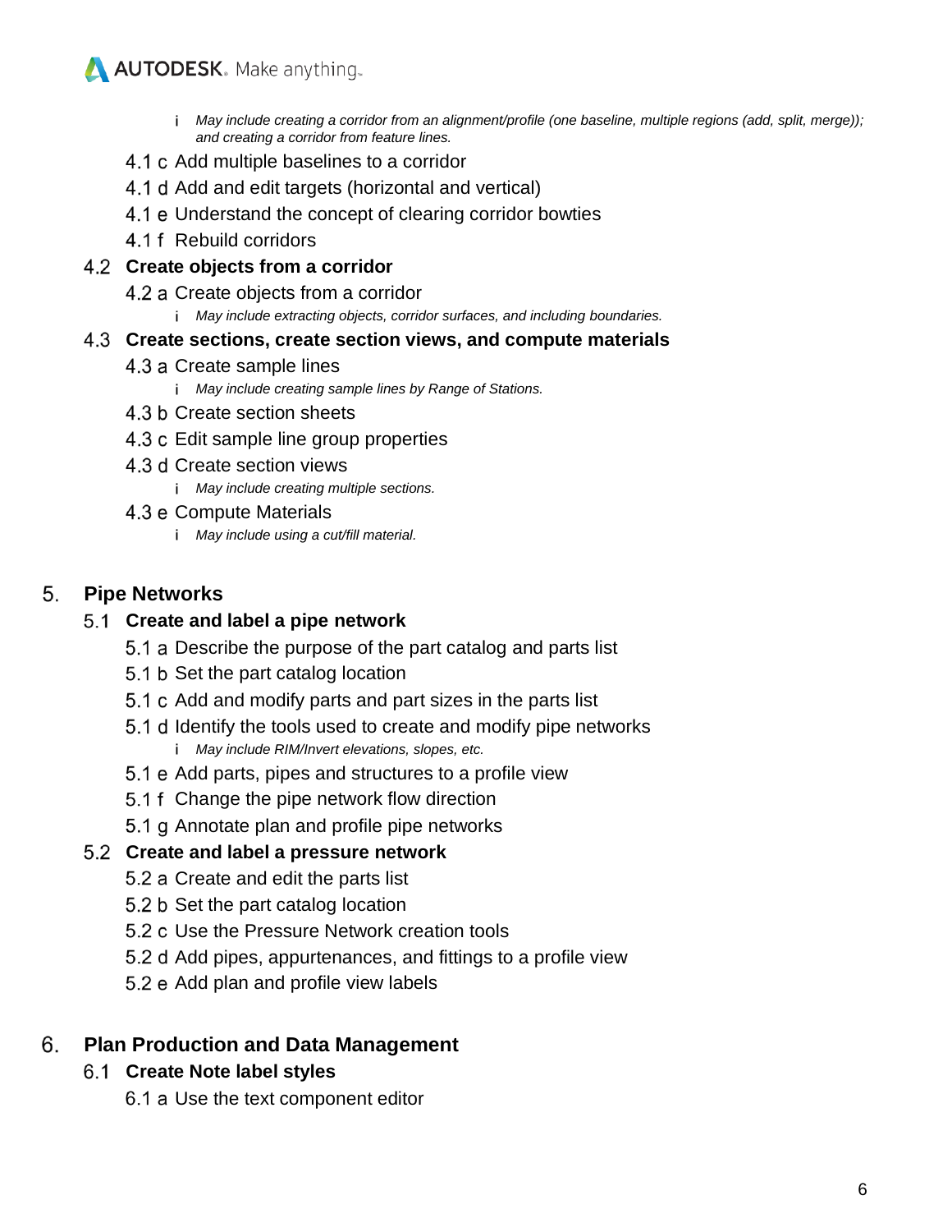- i May include creating a corridor from an alignment/profile (one baseline, multiple regions (add, split, merge)); and creating a corridor from feature lines.

4.1 c Add multiple baselines to a corridor

4.1 d Add and edit targets (horizontal and vertical)

4.1 e Understand the concept of clearing corridor bowties

4.1 f Rebuild corridors

**4.2 Create objects from a corridor**

4.2 a Create objects from a corridor

- i *May include extracting objects, corridor surfaces, and including boundaries.*

**4.3 Create sections, create section views, and compute materials**

4.3 a Create sample lines

- i *May include creating sample lines by Range of Stations.*

4.3 b Create section sheets

4.3 c Edit sample line group properties

4.3 d Create section views

- i *May include creating multiple sections.*

4.3 e Compute Materials

- i *May include using a cut/fill material.*

## 5. Pipe Networks

**5.1 Create and label a pipe network**

5.1 a Describe the purpose of the part catalog and parts list

5.1 b Set the part catalog location

5.1 c Add and modify parts and part sizes in the parts list

5.1 d Identify the tools used to create and modify pipe networks

- i *May include RIM/Invert elevations, slopes, etc.*

5.1 e Add parts, pipes and structures to a profile view

5.1 f Change the pipe network flow direction

5.1 g Annotate plan and profile pipe networks

**5.2 Create and label a pressure network**

5.2 a Create and edit the parts list

5.2 b Set the part catalog location

5.2 c Use the Pressure Network creation tools

5.2 d Add pipes, appurtenances, and fittings to a profile view

5.2 e Add plan and profile view labels

## 6. Plan Production and Data Management

**6.1 Create Note label styles**

6.1 a Use the text component editor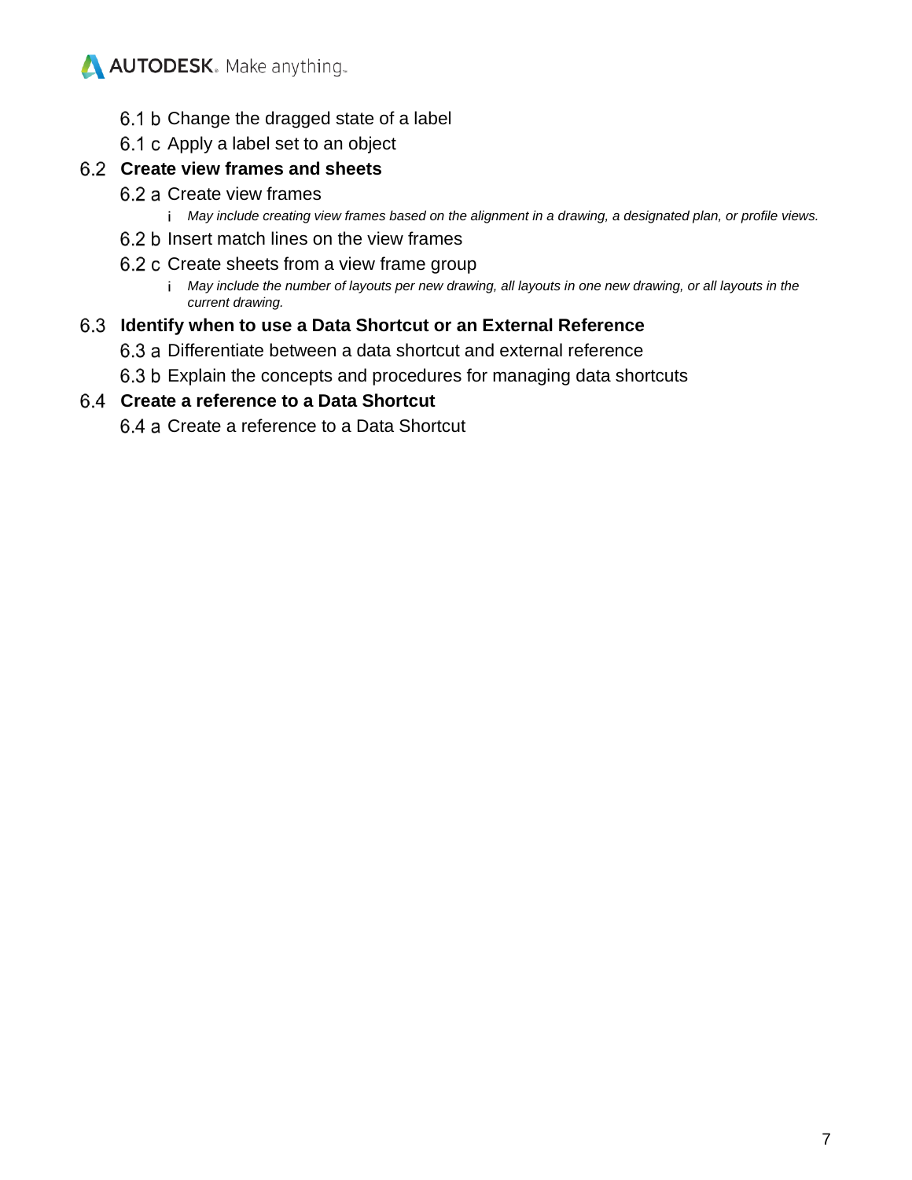- 6.1 b Change the dragged state of a label
- 6.1 c Apply a label set to an object

**6.2 Create view frames and sheets**

- 6.2 a Create view frames
  - i *May include creating view frames based on the alignment in a drawing, a designated plan, or profile views.*
- 6.2 b Insert match lines on the view frames
- 6.2 c Create sheets from a view frame group
  - i *May include the number of layouts per new drawing, all layouts in one new drawing, or all layouts in the current drawing.*

**6.3 Identify when to use a Data Shortcut or an External Reference**

- 6.3 a Differentiate between a data shortcut and external reference
- 6.3 b Explain the concepts and procedures for managing data shortcuts

**6.4 Create a reference to a Data Shortcut**

- 6.4 a Create a reference to a Data Shortcut